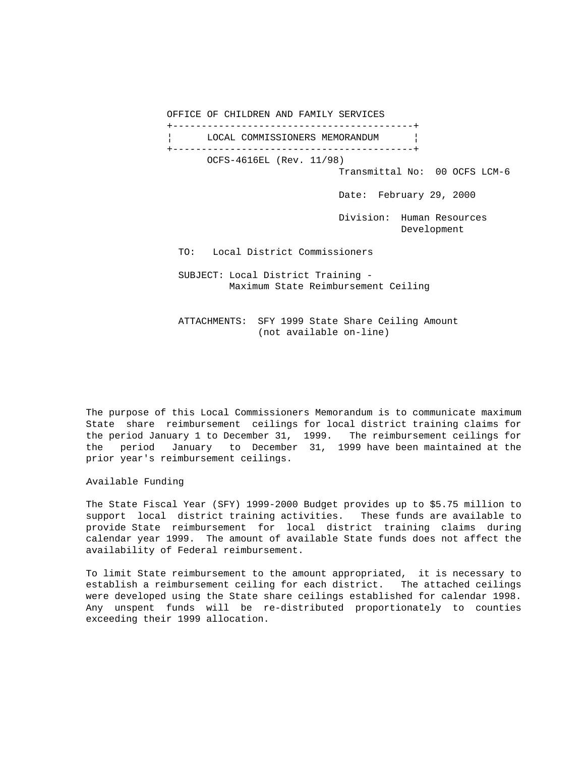OFFICE OF CHILDREN AND FAMILY SERVICES

**LOCAL COMMISSIONERS MEMORANDUM**

OCFS-4616EL (Rev. 11/98)

Transmittal No: 00 OCFS LCM-6

Date: February 29, 2000

Division: Human Resources Development

TO: Local District Commissioners

SUBJECT: Local District Training - Maximum State Reimbursement Ceiling

ATTACHMENTS: SFY 1999 State Share Ceiling Amount (not available on-line)

The purpose of this Local Commissioners Memorandum is to communicate maximum State share reimbursement ceilings for local district training claims for the period January 1 to December 31, 1999. The reimbursement ceilings for the period January to December 31, 1999 have been maintained at the prior year's reimbursement ceilings.

## Available Funding

The State Fiscal Year (SFY) 1999-2000 Budget provides up to $5.75 million to support local district training activities. These funds are available to provide State reimbursement for local district training claims during calendar year 1999. The amount of available State funds does not affect the availability of Federal reimbursement.

To limit State reimbursement to the amount appropriated, it is necessary to establish a reimbursement ceiling for each district. The attached ceilings were developed using the State share ceilings established for calendar 1998. Any unspent funds will be re-distributed proportionately to counties exceeding their 1999 allocation.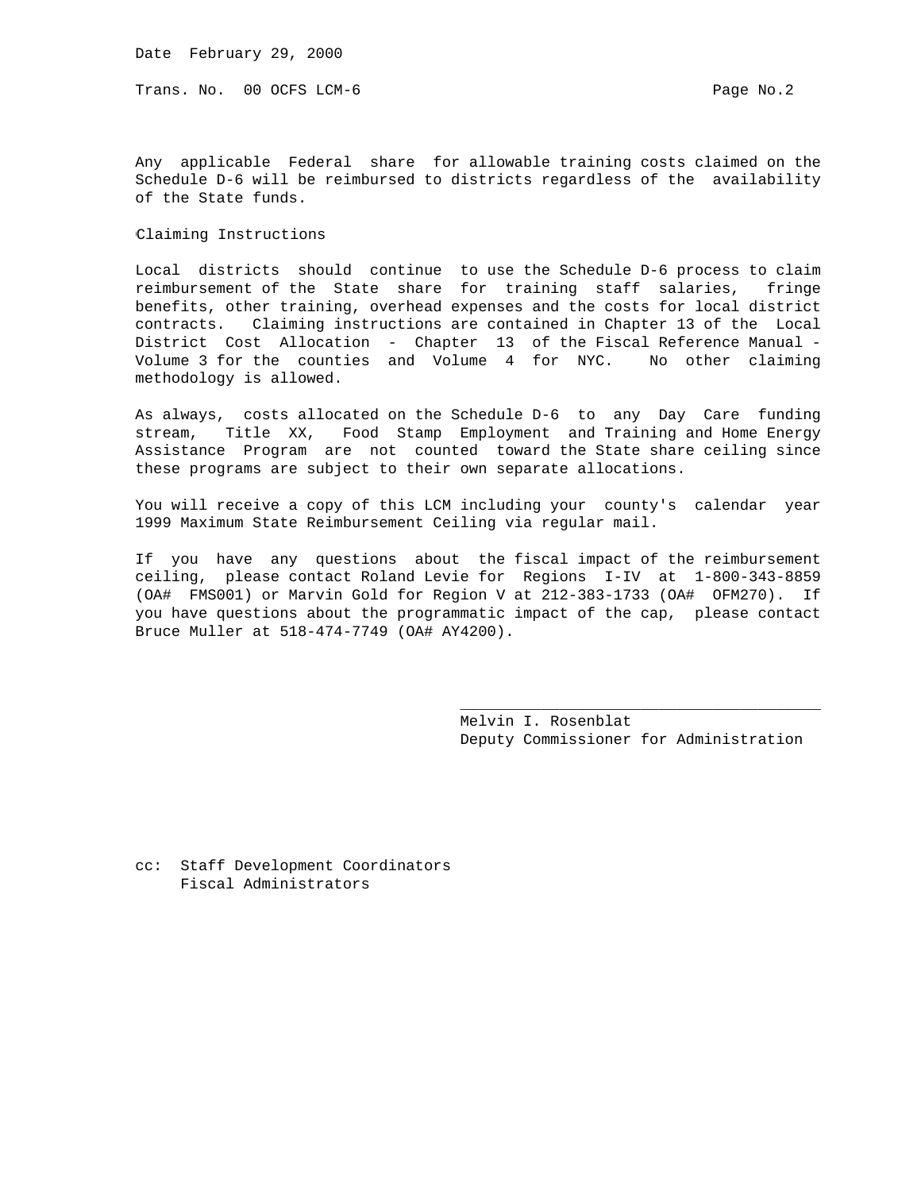Any applicable Federal share for allowable training costs claimed on the Schedule D-6 will be reimbursed to districts regardless of the availability of the State funds.

Claiming Instructions

Local districts should continue to use the Schedule D-6 process to claim reimbursement of the State share for training staff salaries, fringe benefits, other training, overhead expenses and the costs for local district contracts. Claiming instructions are contained in Chapter 13 of the Local District Cost Allocation - Chapter 13 of the Fiscal Reference Manual - Volume 3 for the counties and Volume 4 for NYC. No other claiming methodology is allowed.

As always, costs allocated on the Schedule D-6 to any Day Care funding stream, Title XX, Food Stamp Employment and Training and Home Energy Assistance Program are not counted toward the State share ceiling since these programs are subject to their own separate allocations.

You will receive a copy of this LCM including your county's calendar year 1999 Maximum State Reimbursement Ceiling via regular mail.

If you have any questions about the fiscal impact of the reimbursement ceiling, please contact Roland Levie for Regions I-IV at 1-800-343-8859 (OA# FMS001) or Marvin Gold for Region V at 212-383-1733 (OA# OFM270). If you have questions about the programmatic impact of the cap, please contact Bruce Muller at 518-474-7749 (OA# AY4200).

Melvin I. Rosenblat
Deputy Commissioner for Administration

cc: Staff Development Coordinators
Fiscal Administrators